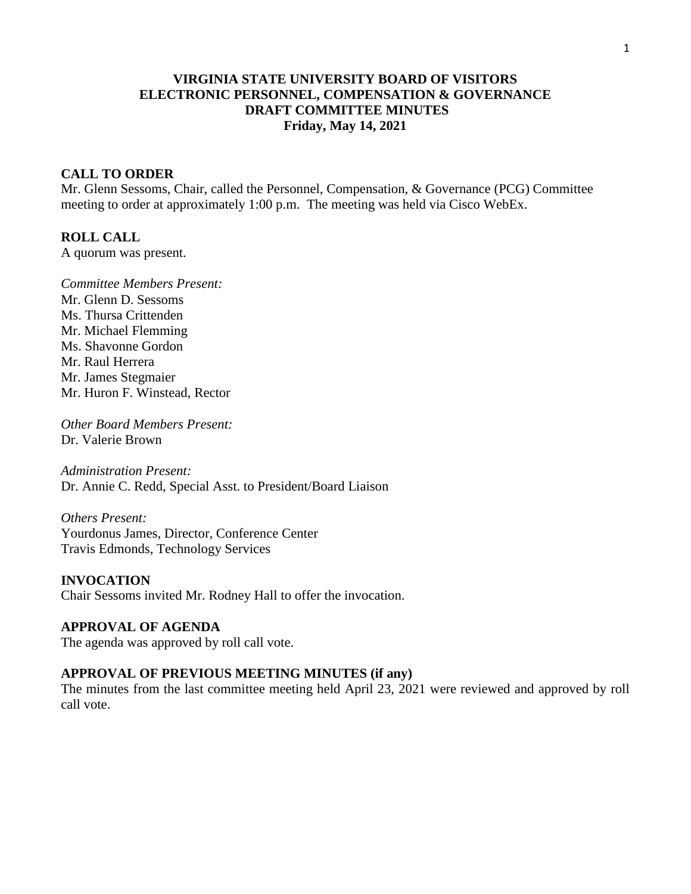# VIRGINIA STATE UNIVERSITY BOARD OF VISITORS
# ELECTRONIC PERSONNEL, COMPENSATION & GOVERNANCE
# DRAFT COMMITTEE MINUTES
**Friday, May 14, 2021**

## CALL TO ORDER

Mr. Glenn Sessoms, Chair, called the Personnel, Compensation, & Governance (PCG) Committee meeting to order at approximately 1:00 p.m. The meeting was held via Cisco WebEx.

## ROLL CALL

A quorum was present.

*Committee Members Present:*
Mr. Glenn D. Sessoms
Ms. Thursa Crittenden
Mr. Michael Flemming
Ms. Shavonne Gordon
Mr. Raul Herrera
Mr. James Stegmaier
Mr. Huron F. Winstead, Rector

*Other Board Members Present:*
Dr. Valerie Brown

*Administration Present:*
Dr. Annie C. Redd, Special Asst. to President/Board Liaison

*Others Present:*
Yourdonus James, Director, Conference Center
Travis Edmonds, Technology Services

## INVOCATION

Chair Sessoms invited Mr. Rodney Hall to offer the invocation.

## APPROVAL OF AGENDA

The agenda was approved by roll call vote.

## APPROVAL OF PREVIOUS MEETING MINUTES (if any)

The minutes from the last committee meeting held April 23, 2021 were reviewed and approved by roll call vote.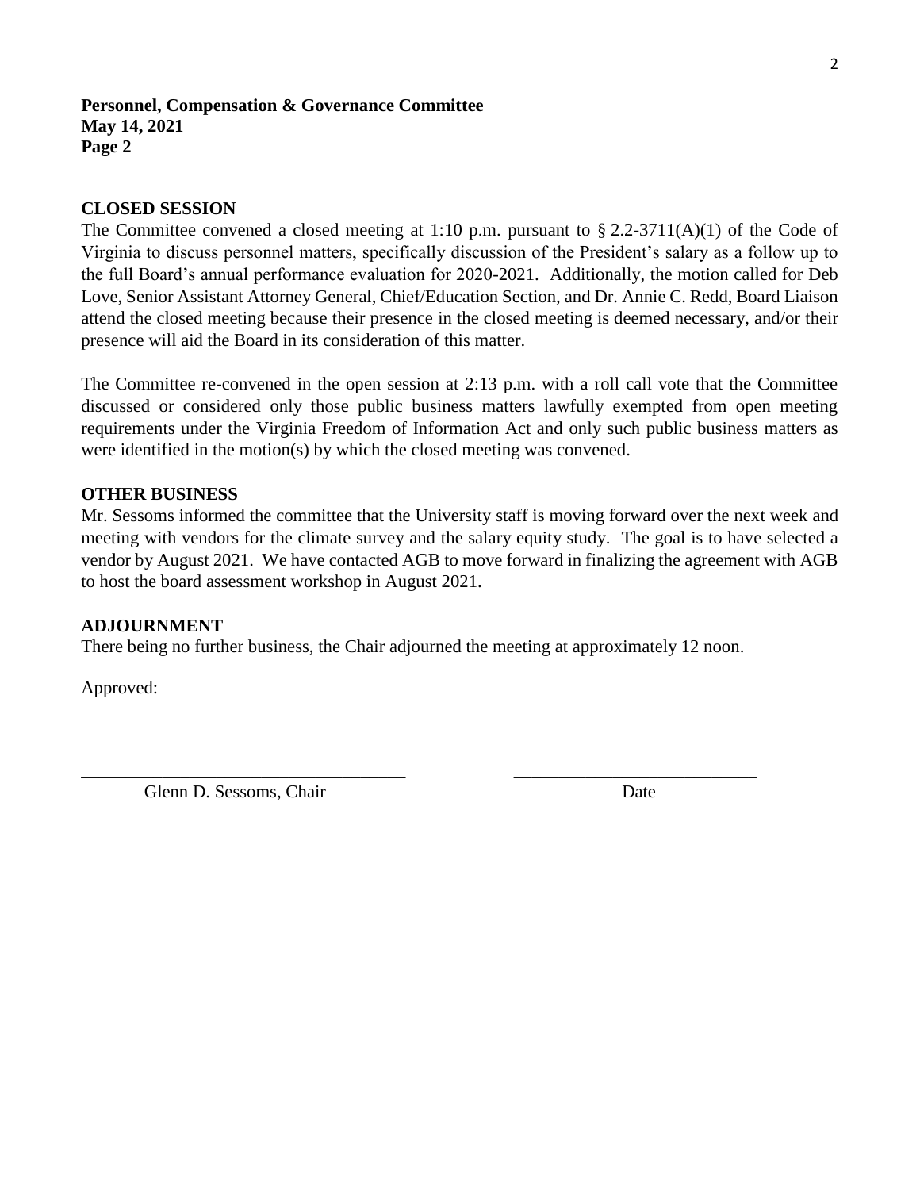**Personnel, Compensation & Governance Committee**
**May 14, 2021**
**Page 2**

## CLOSED SESSION

The Committee convened a closed meeting at 1:10 p.m. pursuant to § 2.2-3711(A)(1) of the Code of Virginia to discuss personnel matters, specifically discussion of the President's salary as a follow up to the full Board's annual performance evaluation for 2020-2021. Additionally, the motion called for Deb Love, Senior Assistant Attorney General, Chief/Education Section, and Dr. Annie C. Redd, Board Liaison attend the closed meeting because their presence in the closed meeting is deemed necessary, and/or their presence will aid the Board in its consideration of this matter.

The Committee re-convened in the open session at 2:13 p.m. with a roll call vote that the Committee discussed or considered only those public business matters lawfully exempted from open meeting requirements under the Virginia Freedom of Information Act and only such public business matters as were identified in the motion(s) by which the closed meeting was convened.

## OTHER BUSINESS

Mr. Sessoms informed the committee that the University staff is moving forward over the next week and meeting with vendors for the climate survey and the salary equity study. The goal is to have selected a vendor by August 2021. We have contacted AGB to move forward in finalizing the agreement with AGB to host the board assessment workshop in August 2021.

## ADJOURNMENT

There being no further business, the Chair adjourned the meeting at approximately 12 noon.

Approved:

\_\_\_\_\_\_\_\_\_\_\_\_\_\_\_\_\_\_\_\_\_\_\_\_\_\_\_\_\_\_\_\_\_\_\_\_ \_\_\_\_\_\_\_\_\_\_\_\_\_\_\_\_\_\_\_\_\_\_\_\_\_\_\_\_

Glenn D. Sessoms, Chair Date